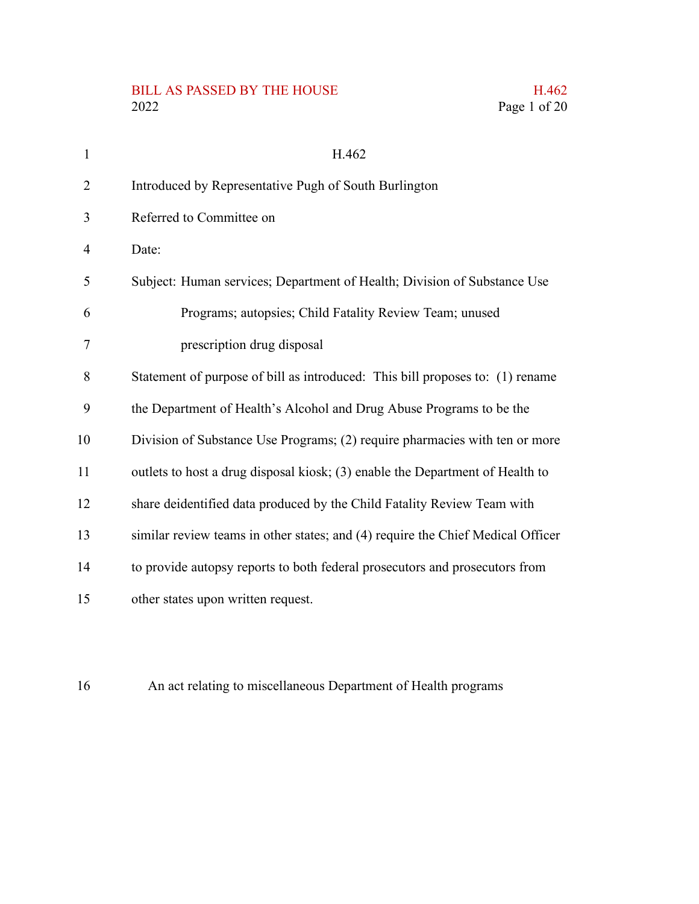# H.462

Introduced by Representative Pugh of South Burlington

Referred to Committee on

Date:

Subject: Human services; Department of Health; Division of Substance Use Programs; autopsies; Child Fatality Review Team; unused prescription drug disposal

Statement of purpose of bill as introduced: This bill proposes to: (1) rename the Department of Health's Alcohol and Drug Abuse Programs to be the Division of Substance Use Programs; (2) require pharmacies with ten or more outlets to host a drug disposal kiosk; (3) enable the Department of Health to share deidentified data produced by the Child Fatality Review Team with similar review teams in other states; and (4) require the Chief Medical Officer to provide autopsy reports to both federal prosecutors and prosecutors from other states upon written request.

An act relating to miscellaneous Department of Health programs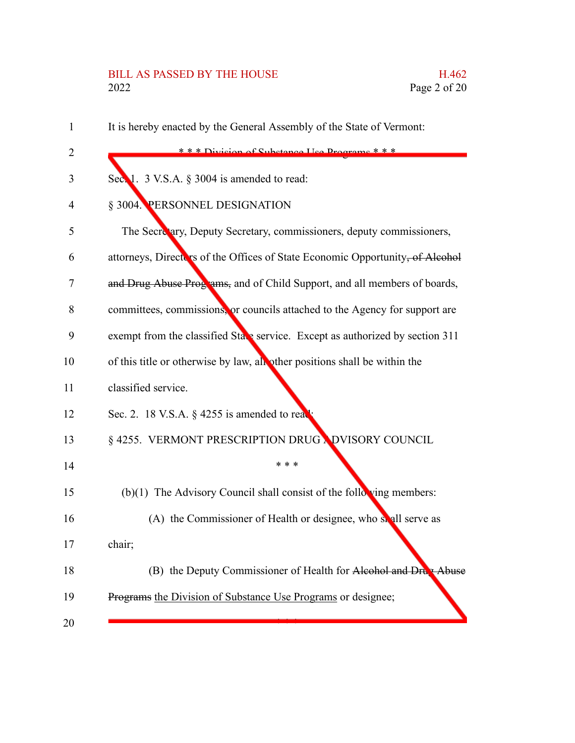It is hereby enacted by the General Assembly of the State of Vermont:

\* \* \* Division of Substance Use Programs \* \* \*

Sec. 1. 3 V.S.A. § 3004 is amended to read:

§ 3004. PERSONNEL DESIGNATION

The Secretary, Deputy Secretary, commissioners, deputy commissioners, attorneys, Directors of the Offices of State Economic Opportunity, ~~of Alcohol and Drug Abuse Programs,~~ and of Child Support, and all members of boards, committees, commissions, or councils attached to the Agency for support are exempt from the classified State service. Except as authorized by section 311 of this title or otherwise by law, all other positions shall be within the classified service.

Sec. 2. 18 V.S.A. § 4255 is amended to read:

§ 4255. VERMONT PRESCRIPTION DRUG ADVISORY COUNCIL

\* \* \*

(b)(1) The Advisory Council shall consist of the following members:

(A) the Commissioner of Health or designee, who shall serve as chair;

(B) the Deputy Commissioner of Health for ~~Alcohol and Drug Abuse Programs~~ <u>the Division of Substance Use Programs</u> or designee;

\* \* \*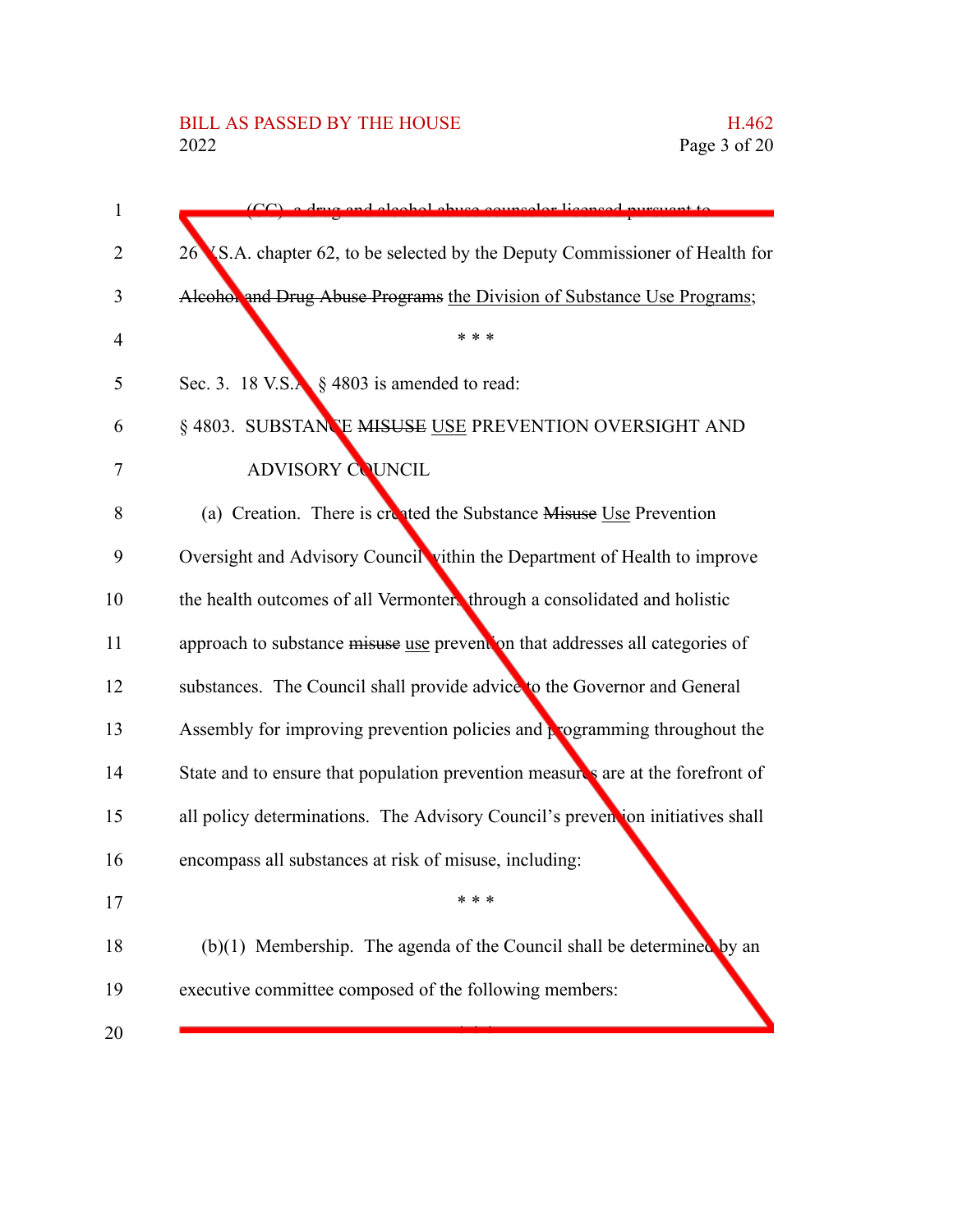(CC) a drug and alcohol abuse counselor licensed pursuant to 26 V.S.A. chapter 62, to be selected by the Deputy Commissioner of Health for ~~Alcohol and Drug Abuse Programs~~ the Division of Substance Use Programs;

\* \* \*

Sec. 3. 18 V.S.A. § 4803 is amended to read:

§ 4803. SUBSTANCE ~~MISUSE~~ USE PREVENTION OVERSIGHT AND ADVISORY COUNCIL

(a) Creation. There is created the Substance ~~Misuse~~ Use Prevention Oversight and Advisory Council within the Department of Health to improve the health outcomes of all Vermonters through a consolidated and holistic approach to substance ~~misuse~~ use prevention that addresses all categories of substances. The Council shall provide advice to the Governor and General Assembly for improving prevention policies and programming throughout the State and to ensure that population prevention measures are at the forefront of all policy determinations. The Advisory Council's prevention initiatives shall encompass all substances at risk of misuse, including:

\* \* \*

(b)(1) Membership. The agenda of the Council shall be determined by an executive committee composed of the following members:

\* \* \*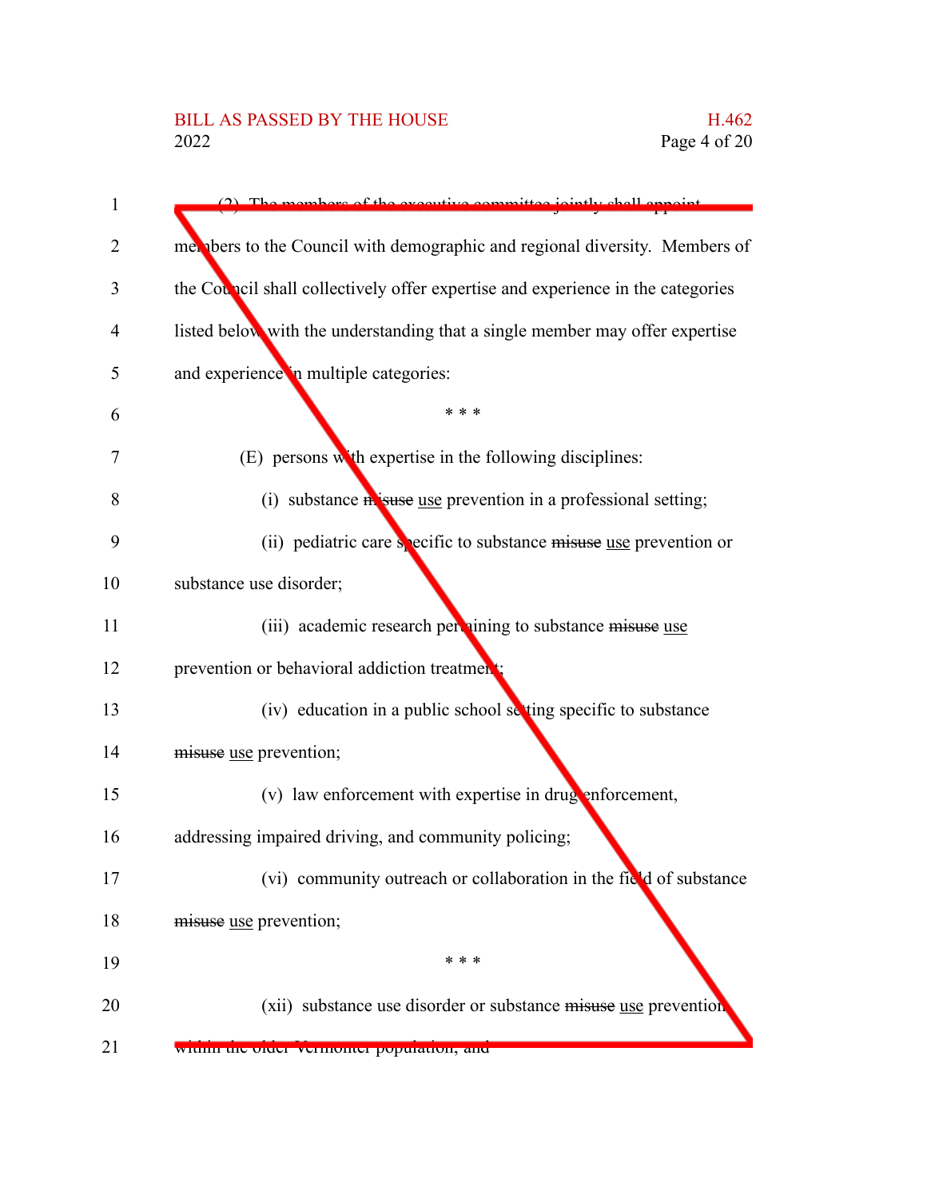(2) The members of the executive committee jointly shall appoint members to the Council with demographic and regional diversity. Members of the Council shall collectively offer expertise and experience in the categories listed below with the understanding that a single member may offer expertise and experience in multiple categories:

\* \* \*

(E) persons with expertise in the following disciplines:

(i) substance ~~misuse~~ use prevention in a professional setting;

(ii) pediatric care specific to substance ~~misuse~~ use prevention or substance use disorder;

(iii) academic research pertaining to substance ~~misuse~~ use prevention or behavioral addiction treatment;

(iv) education in a public school setting specific to substance ~~misuse~~ use prevention;

(v) law enforcement with expertise in drug enforcement, addressing impaired driving, and community policing;

(vi) community outreach or collaboration in the field of substance ~~misuse~~ use prevention;

\* \* \*

(xii) substance use disorder or substance ~~misuse~~ use prevention within the older Vermonter population; and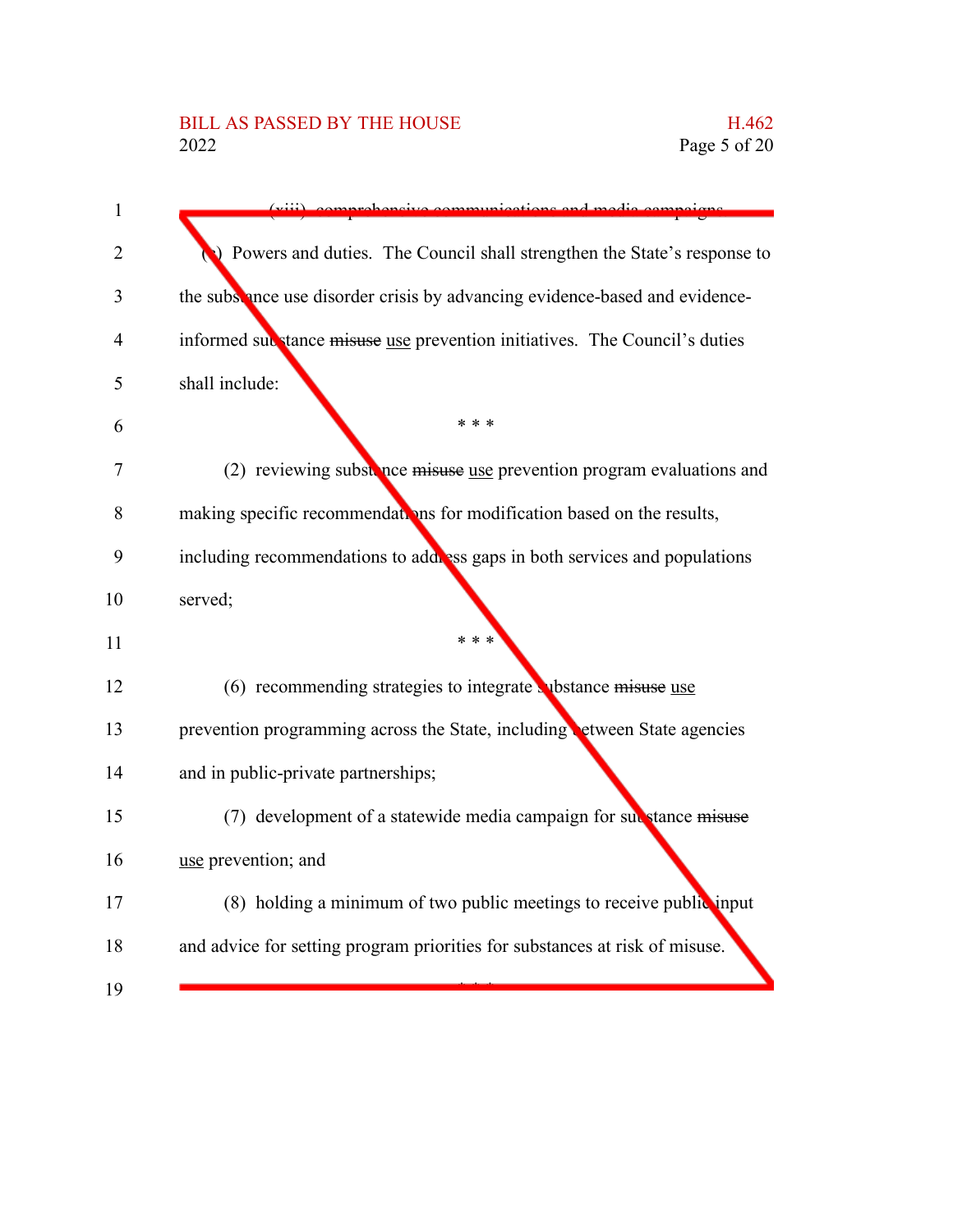(xiii) comprehensive communications and media campaigns.

(c) Powers and duties. The Council shall strengthen the State's response to the substance use disorder crisis by advancing evidence-based and evidence-informed substance ~~misuse~~ use prevention initiatives. The Council's duties shall include:

\* \* \*

(2) reviewing substance ~~misuse~~ use prevention program evaluations and making specific recommendations for modification based on the results, including recommendations to address gaps in both services and populations served;

\* \* \*

(6) recommending strategies to integrate substance ~~misuse~~ use prevention programming across the State, including between State agencies and in public-private partnerships;

(7) development of a statewide media campaign for substance ~~misuse~~ use prevention; and

(8) holding a minimum of two public meetings to receive public input and advice for setting program priorities for substances at risk of misuse.

\* \* \*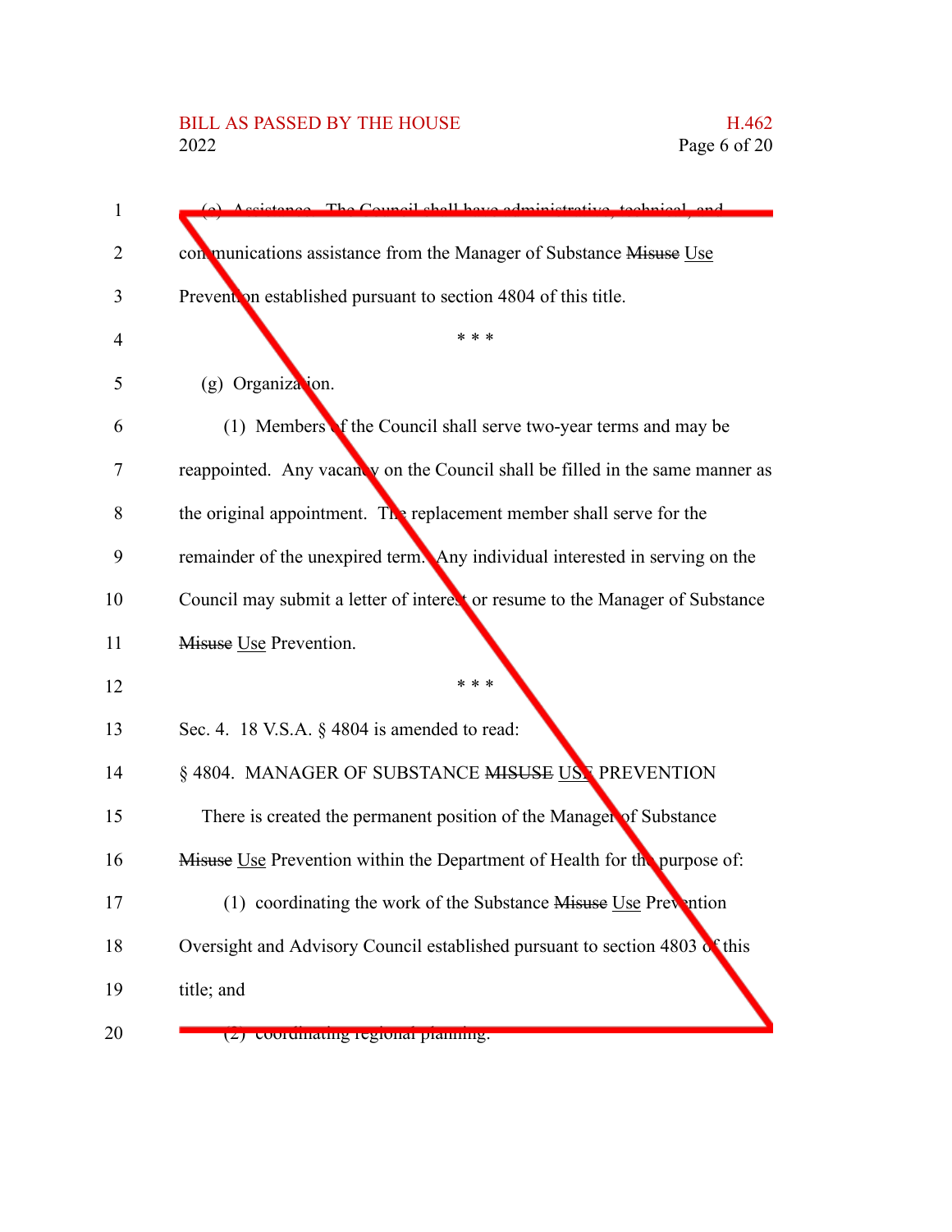(e) Assistance. The Council shall have administrative, technical, and communications assistance from the Manager of Substance ~~Misuse~~ Use Prevention established pursuant to section 4804 of this title.

\* \* \*

(g) Organization.

(1) Members of the Council shall serve two-year terms and may be reappointed. Any vacancy on the Council shall be filled in the same manner as the original appointment. The replacement member shall serve for the remainder of the unexpired term. Any individual interested in serving on the Council may submit a letter of interest or resume to the Manager of Substance ~~Misuse~~ Use Prevention.

\* \* \*

Sec. 4. 18 V.S.A. § 4804 is amended to read:

§ 4804. MANAGER OF SUBSTANCE ~~MISUSE~~ USE PREVENTION

There is created the permanent position of the Manager of Substance ~~Misuse~~ Use Prevention within the Department of Health for the purpose of:

(1) coordinating the work of the Substance ~~Misuse~~ Use Prevention Oversight and Advisory Council established pursuant to section 4803 of this title; and

(2) coordinating regional planning.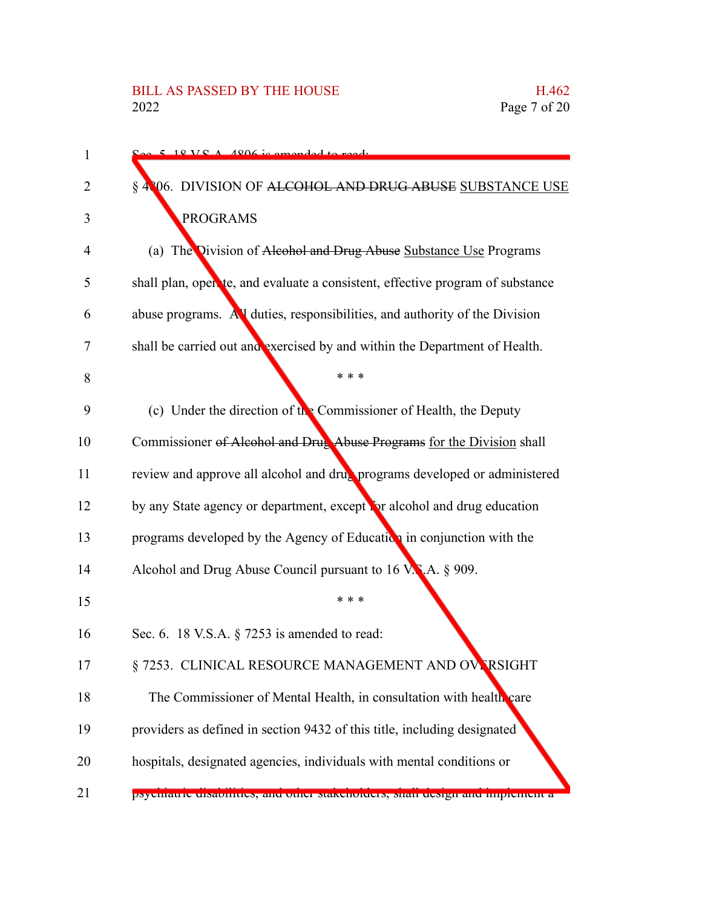Sec. 5. 18 V.S.A. 4806 is amended to read:

§ 4806. DIVISION OF ~~ALCOHOL AND DRUG ABUSE~~ SUBSTANCE USE PROGRAMS

(a) The Division of ~~Alcohol and Drug Abuse~~ Substance Use Programs shall plan, operate, and evaluate a consistent, effective program of substance abuse programs. All duties, responsibilities, and authority of the Division shall be carried out and exercised by and within the Department of Health.

\* \* \*

(c) Under the direction of the Commissioner of Health, the Deputy Commissioner ~~of Alcohol and Drug Abuse Programs~~ for the Division shall review and approve all alcohol and drug programs developed or administered by any State agency or department, except for alcohol and drug education programs developed by the Agency of Education in conjunction with the Alcohol and Drug Abuse Council pursuant to 16 V.S.A. § 909.

\* \* \*

Sec. 6. 18 V.S.A. § 7253 is amended to read:

§ 7253. CLINICAL RESOURCE MANAGEMENT AND OVERSIGHT

The Commissioner of Mental Health, in consultation with health care providers as defined in section 9432 of this title, including designated hospitals, designated agencies, individuals with mental conditions or psychiatric disabilities, and other stakeholders, shall design and implement a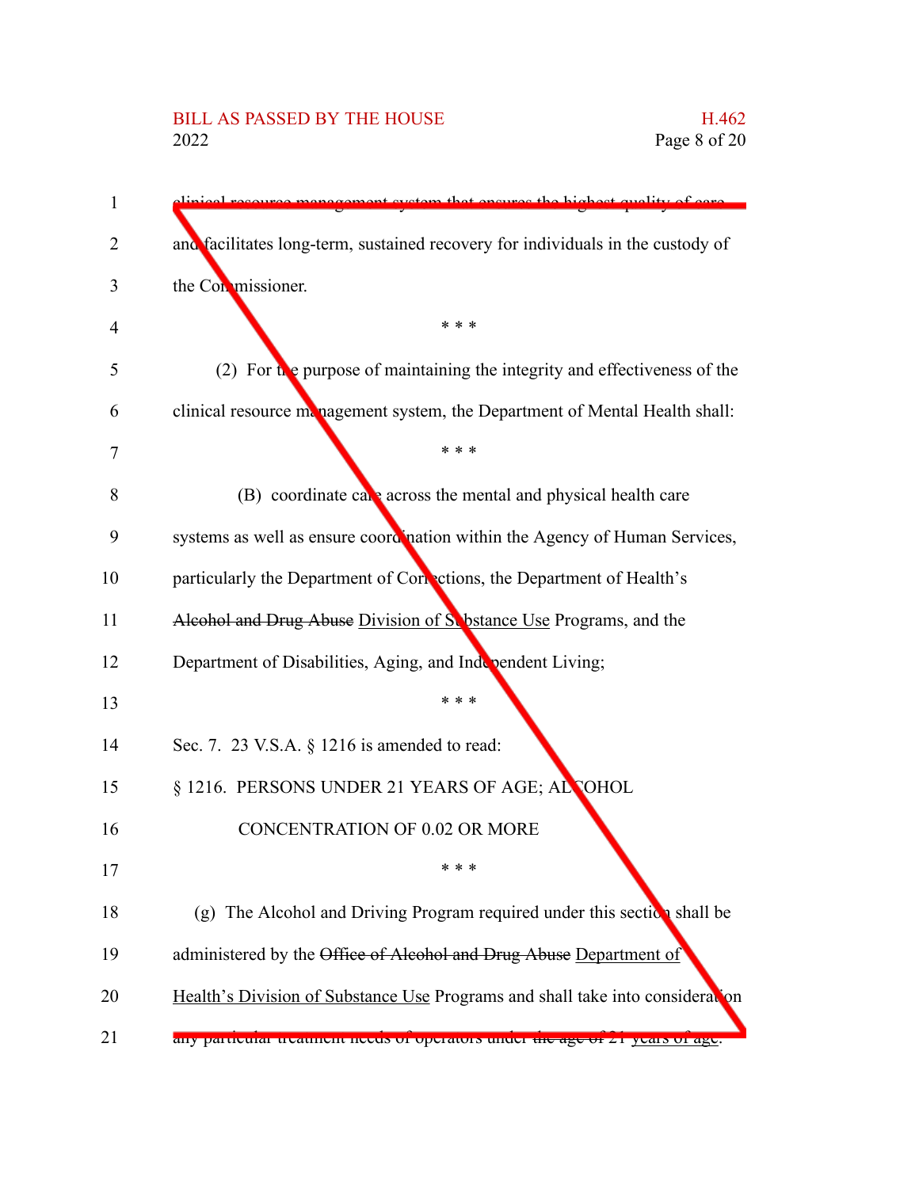clinical resource management system that ensures the highest quality of care and facilitates long-term, sustained recovery for individuals in the custody of the Commissioner.

\* \* \*

(2) For the purpose of maintaining the integrity and effectiveness of the clinical resource management system, the Department of Mental Health shall:

\* \* \*

(B) coordinate care across the mental and physical health care systems as well as ensure coordination within the Agency of Human Services, particularly the Department of Corrections, the Department of Health's ~~Alcohol and Drug Abuse~~ Division of Substance Use Programs, and the Department of Disabilities, Aging, and Independent Living;

\* \* \*

Sec. 7. 23 V.S.A. § 1216 is amended to read:

§ 1216. PERSONS UNDER 21 YEARS OF AGE; ALCOHOL CONCENTRATION OF 0.02 OR MORE

\* \* \*

(g) The Alcohol and Driving Program required under this section shall be administered by the ~~Office of Alcohol and Drug Abuse~~ Department of Health's Division of Substance Use Programs and shall take into consideration any particular treatment needs of operators under ~~the age of~~ 21 years of age.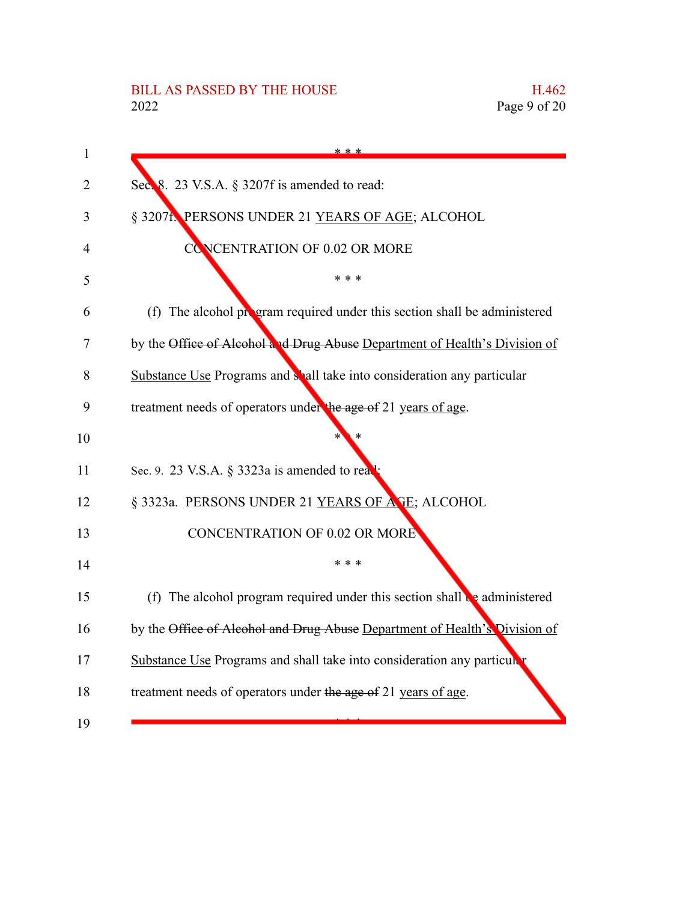\* \* \*

Sec. 8. 23 V.S.A. § 3207f is amended to read:

§ 3207f. PERSONS UNDER 21 <u>YEARS OF AGE</u>; ALCOHOL CONCENTRATION OF 0.02 OR MORE

\* \* \*

(f) The alcohol program required under this section shall be administered by the ~~Office of Alcohol and Drug Abuse~~ <u>Department of Health's Division of Substance Use</u> Programs and shall take into consideration any particular treatment needs of operators under ~~the age of~~ 21 <u>years of age</u>.

\* \* \*

Sec. 9. 23 V.S.A. § 3323a is amended to read:

§ 3323a. PERSONS UNDER 21 <u>YEARS OF AGE</u>; ALCOHOL CONCENTRATION OF 0.02 OR MORE

\* \* \*

(f) The alcohol program required under this section shall be administered by the ~~Office of Alcohol and Drug Abuse~~ <u>Department of Health's Division of Substance Use</u> Programs and shall take into consideration any particular treatment needs of operators under ~~the age of~~ 21 <u>years of age</u>.

\* \* \*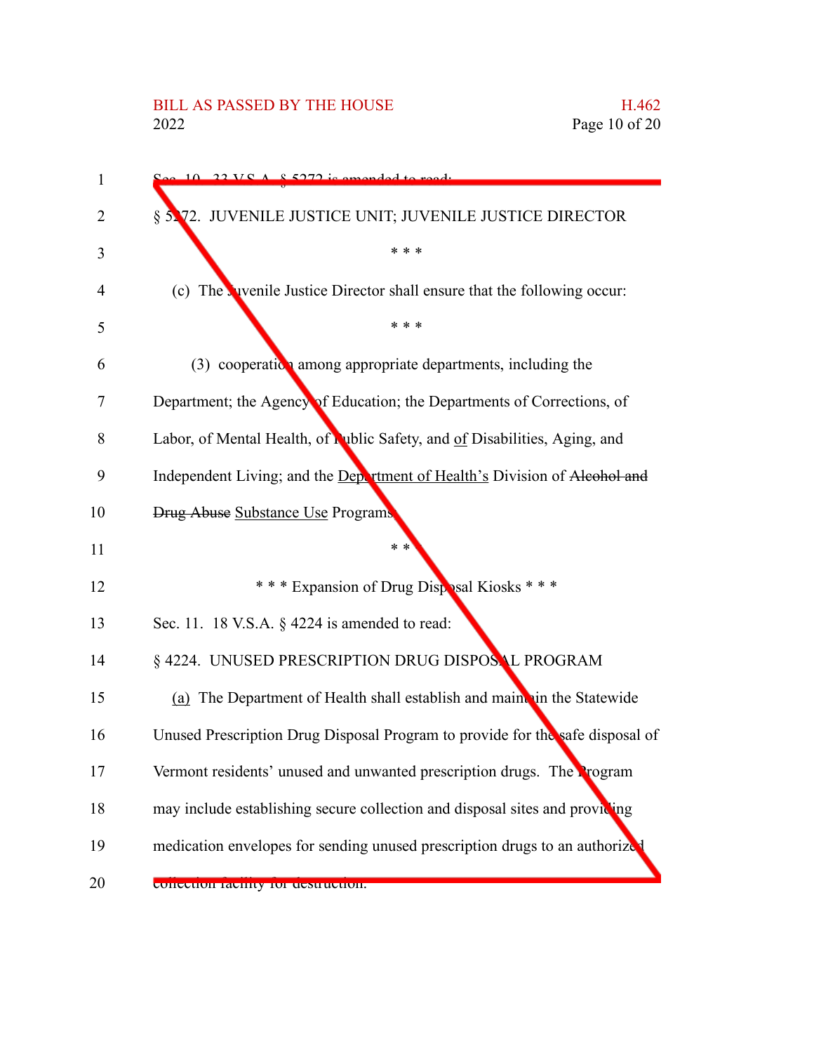Sec. 10. 33 V.S.A. § 5272 is amended to read:

§ 5272. JUVENILE JUSTICE UNIT; JUVENILE JUSTICE DIRECTOR

* * *

(c) The Juvenile Justice Director shall ensure that the following occur:

* * *

(3) cooperation among appropriate departments, including the Department; the Agency of Education; the Departments of Corrections, of Labor, of Mental Health, of Public Safety, and <u>of</u> Disabilities, Aging, and Independent Living; and the <u>Department of Health's</u> Division of ~~Alcohol and Drug Abuse~~ <u>Substance Use</u> Programs;

* * *

\* \* \* Expansion of Drug Disposal Kiosks \* \* \*

Sec. 11. 18 V.S.A. § 4224 is amended to read:

§ 4224. UNUSED PRESCRIPTION DRUG DISPOSAL PROGRAM

<u>(a)</u> The Department of Health shall establish and maintain the Statewide Unused Prescription Drug Disposal Program to provide for the safe disposal of Vermont residents' unused and unwanted prescription drugs. The Program may include establishing secure collection and disposal sites and providing medication envelopes for sending unused prescription drugs to an authorized collection facility for destruction.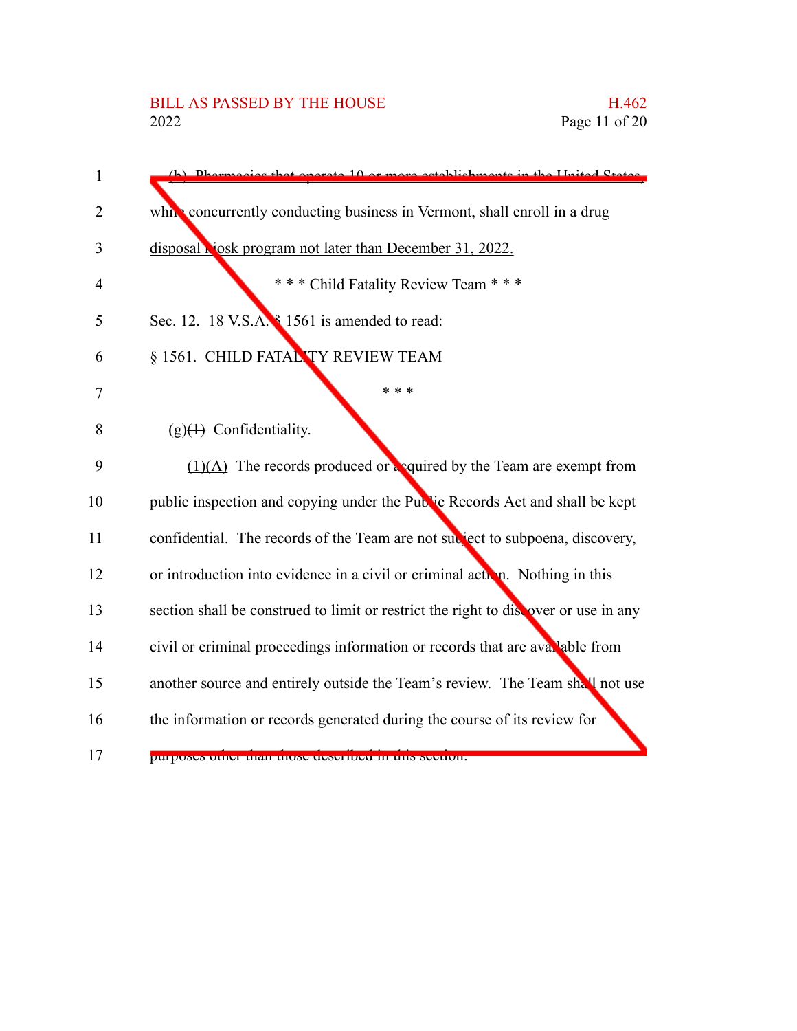(b) Pharmacies that operate 10 or more establishments in the United States, while concurrently conducting business in Vermont, shall enroll in a drug disposal kiosk program not later than December 31, 2022.

\* \* \* Child Fatality Review Team \* \* \*

Sec. 12. 18 V.S.A. § 1561 is amended to read:

§ 1561. CHILD FATALITY REVIEW TEAM

\* \* \*

(g)~~(1)~~ Confidentiality.

(1)(A) The records produced or acquired by the Team are exempt from public inspection and copying under the Public Records Act and shall be kept confidential. The records of the Team are not subject to subpoena, discovery, or introduction into evidence in a civil or criminal action. Nothing in this section shall be construed to limit or restrict the right to discover or use in any civil or criminal proceedings information or records that are available from another source and entirely outside the Team's review. The Team shall not use the information or records generated during the course of its review for purposes other than those described in this section.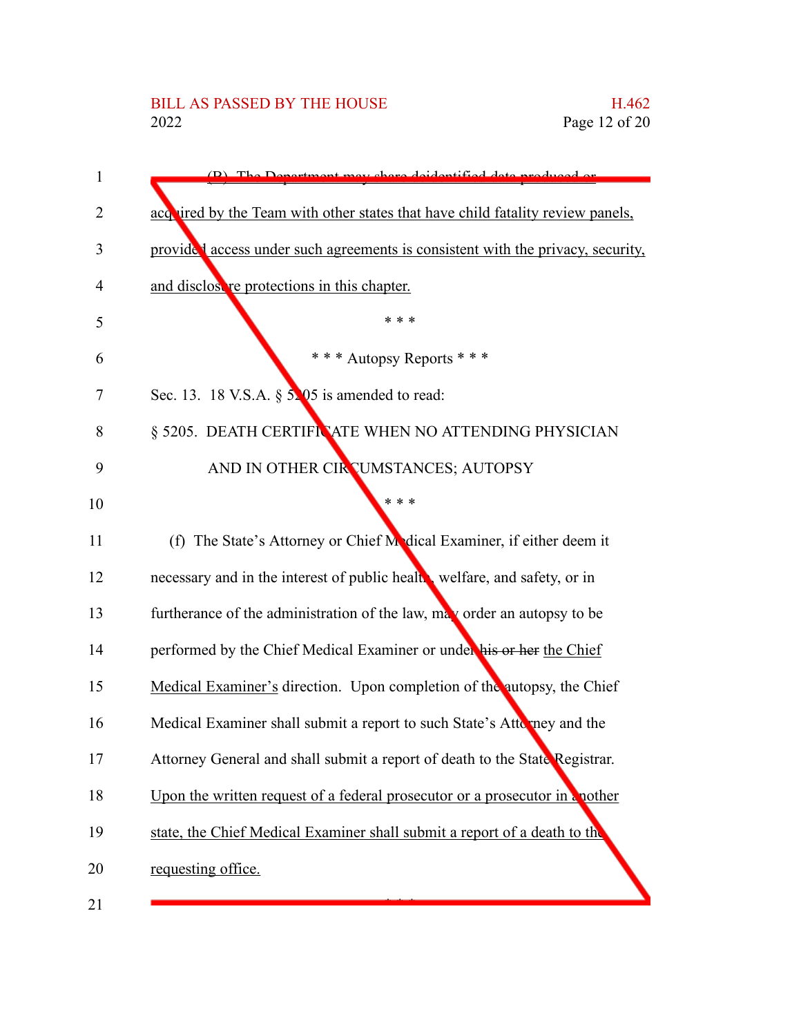(B) The Department may share deidentified data produced or acquired by the Team with other states that have child fatality review panels, provided access under such agreements is consistent with the privacy, security, and disclosure protections in this chapter.

\* \* \*

\* \* \* Autopsy Reports \* \* \*

Sec. 13. 18 V.S.A. § 5205 is amended to read:

§ 5205. DEATH CERTIFICATE WHEN NO ATTENDING PHYSICIAN AND IN OTHER CIRCUMSTANCES; AUTOPSY

\* \* \*

(f) The State's Attorney or Chief Medical Examiner, if either deem it necessary and in the interest of public health, welfare, and safety, or in furtherance of the administration of the law, may order an autopsy to be performed by the Chief Medical Examiner or under ~~his or her~~ the Chief Medical Examiner's direction. Upon completion of the autopsy, the Chief Medical Examiner shall submit a report to such State's Attorney and the Attorney General and shall submit a report of death to the State Registrar. Upon the written request of a federal prosecutor or a prosecutor in another state, the Chief Medical Examiner shall submit a report of a death to the requesting office.

\* \* \*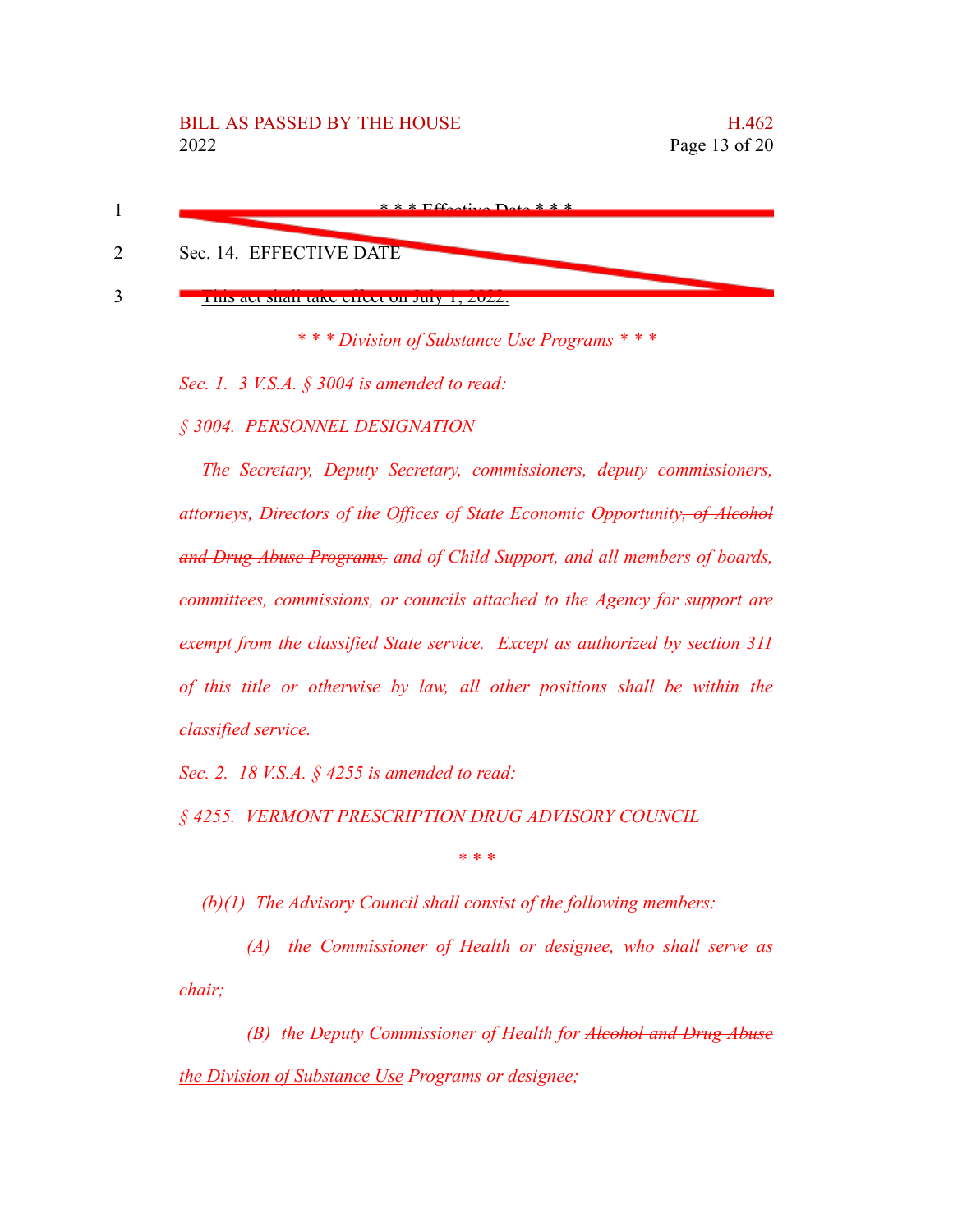* * * Effective Date * * *

Sec. 14. EFFECTIVE DATE

~~This act shall take effect on July 1, 2022.~~

*\* \* \* Division of Substance Use Programs \* \* \**

*Sec. 1. 3 V.S.A. § 3004 is amended to read:*

*§ 3004. PERSONNEL DESIGNATION*

*The Secretary, Deputy Secretary, commissioners, deputy commissioners, attorneys, Directors of the Offices of State Economic Opportunity~~, of Alcohol and Drug Abuse Programs,~~ and of Child Support, and all members of boards, committees, commissions, or councils attached to the Agency for support are exempt from the classified State service. Except as authorized by section 311 of this title or otherwise by law, all other positions shall be within the classified service.*

*Sec. 2. 18 V.S.A. § 4255 is amended to read:*

*§ 4255. VERMONT PRESCRIPTION DRUG ADVISORY COUNCIL*

*\* \* \**

*(b)(1) The Advisory Council shall consist of the following members:*

*(A) the Commissioner of Health or designee, who shall serve as chair;*

*(B) the Deputy Commissioner of Health for ~~Alcohol and Drug Abuse~~ <u>the Division of Substance Use</u> Programs or designee;*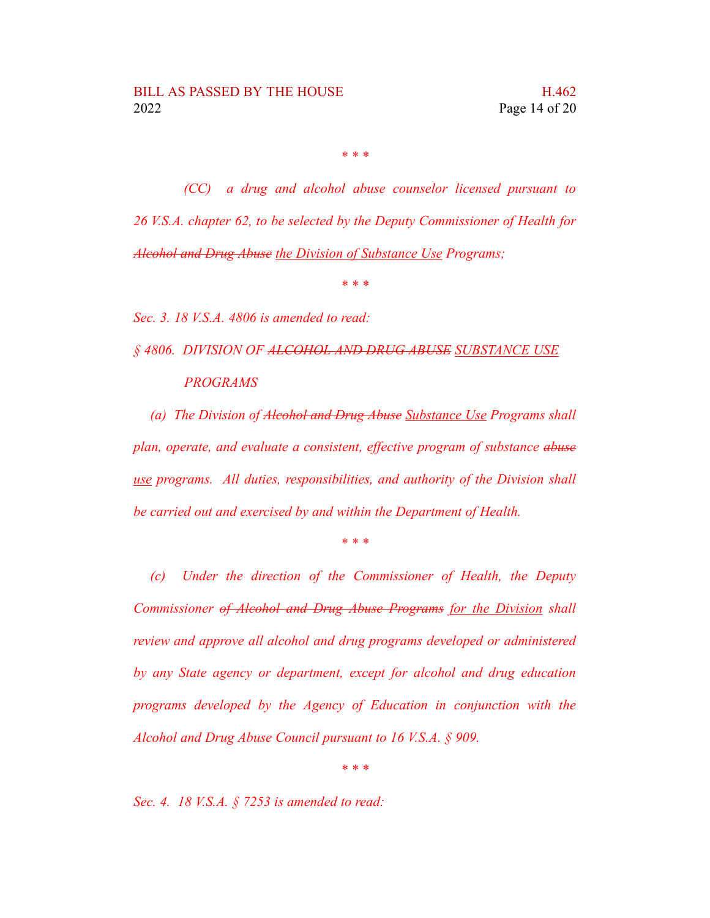\* \* \*

*(CC) a drug and alcohol abuse counselor licensed pursuant to 26 V.S.A. chapter 62, to be selected by the Deputy Commissioner of Health for ~~Alcohol and Drug Abuse~~ <u>the Division of Substance Use</u> Programs;*

\* \* \*

*Sec. 3. 18 V.S.A. 4806 is amended to read:*

*§ 4806. DIVISION OF ~~ALCOHOL AND DRUG ABUSE~~ <u>SUBSTANCE USE</u> PROGRAMS*

*(a) The Division of ~~Alcohol and Drug Abuse~~ <u>Substance Use</u> Programs shall plan, operate, and evaluate a consistent, effective program of substance ~~abuse~~ <u>use</u> programs. All duties, responsibilities, and authority of the Division shall be carried out and exercised by and within the Department of Health.*

\* \* \*

*(c) Under the direction of the Commissioner of Health, the Deputy Commissioner ~~of Alcohol and Drug Abuse Programs~~ <u>for the Division</u> shall review and approve all alcohol and drug programs developed or administered by any State agency or department, except for alcohol and drug education programs developed by the Agency of Education in conjunction with the Alcohol and Drug Abuse Council pursuant to 16 V.S.A. § 909.*

\* \* \*

*Sec. 4. 18 V.S.A. § 7253 is amended to read:*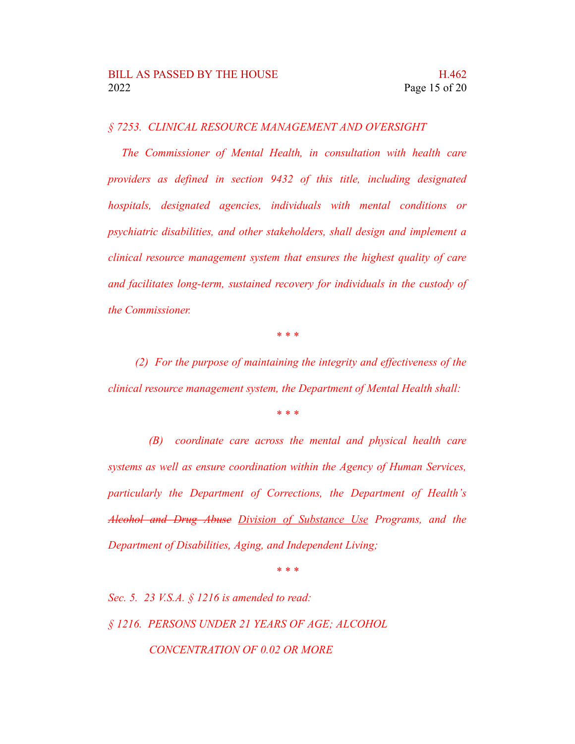*§ 7253. CLINICAL RESOURCE MANAGEMENT AND OVERSIGHT*

*The Commissioner of Mental Health, in consultation with health care providers as defined in section 9432 of this title, including designated hospitals, designated agencies, individuals with mental conditions or psychiatric disabilities, and other stakeholders, shall design and implement a clinical resource management system that ensures the highest quality of care and facilitates long-term, sustained recovery for individuals in the custody of the Commissioner.*

*\* \* \**

*(2) For the purpose of maintaining the integrity and effectiveness of the clinical resource management system, the Department of Mental Health shall:*

*\* \* \**

*(B) coordinate care across the mental and physical health care systems as well as ensure coordination within the Agency of Human Services, particularly the Department of Corrections, the Department of Health's ~~Alcohol and Drug Abuse~~ <u>Division of Substance Use</u> Programs, and the Department of Disabilities, Aging, and Independent Living;*

*\* \* \**

*Sec. 5. 23 V.S.A. § 1216 is amended to read:*

*§ 1216. PERSONS UNDER 21 YEARS OF AGE; ALCOHOL CONCENTRATION OF 0.02 OR MORE*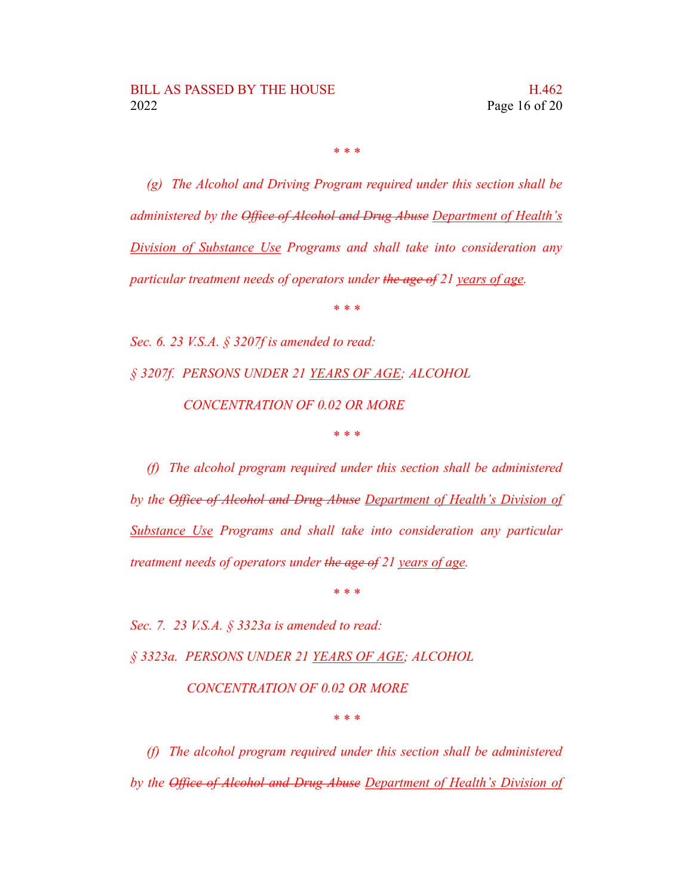\* \* \*

*(g) The Alcohol and Driving Program required under this section shall be administered by the ~~Office of Alcohol and Drug Abuse~~ <u>Department of Health's Division of Substance Use</u> Programs and shall take into consideration any particular treatment needs of operators under ~~the age of~~ 21 <u>years of age</u>.*

\* \* \*

*Sec. 6. 23 V.S.A. § 3207f is amended to read:*

*§ 3207f. PERSONS UNDER 21 <u>YEARS OF AGE</u>; ALCOHOL CONCENTRATION OF 0.02 OR MORE*

\* \* \*

*(f) The alcohol program required under this section shall be administered by the ~~Office of Alcohol and Drug Abuse~~ <u>Department of Health's Division of Substance Use</u> Programs and shall take into consideration any particular treatment needs of operators under ~~the age of~~ 21 <u>years of age</u>.*

\* \* \*

*Sec. 7. 23 V.S.A. § 3323a is amended to read:*

*§ 3323a. PERSONS UNDER 21 <u>YEARS OF AGE</u>; ALCOHOL CONCENTRATION OF 0.02 OR MORE*

\* \* \*

*(f) The alcohol program required under this section shall be administered by the ~~Office of Alcohol and Drug Abuse~~ <u>Department of Health's Division of</u>*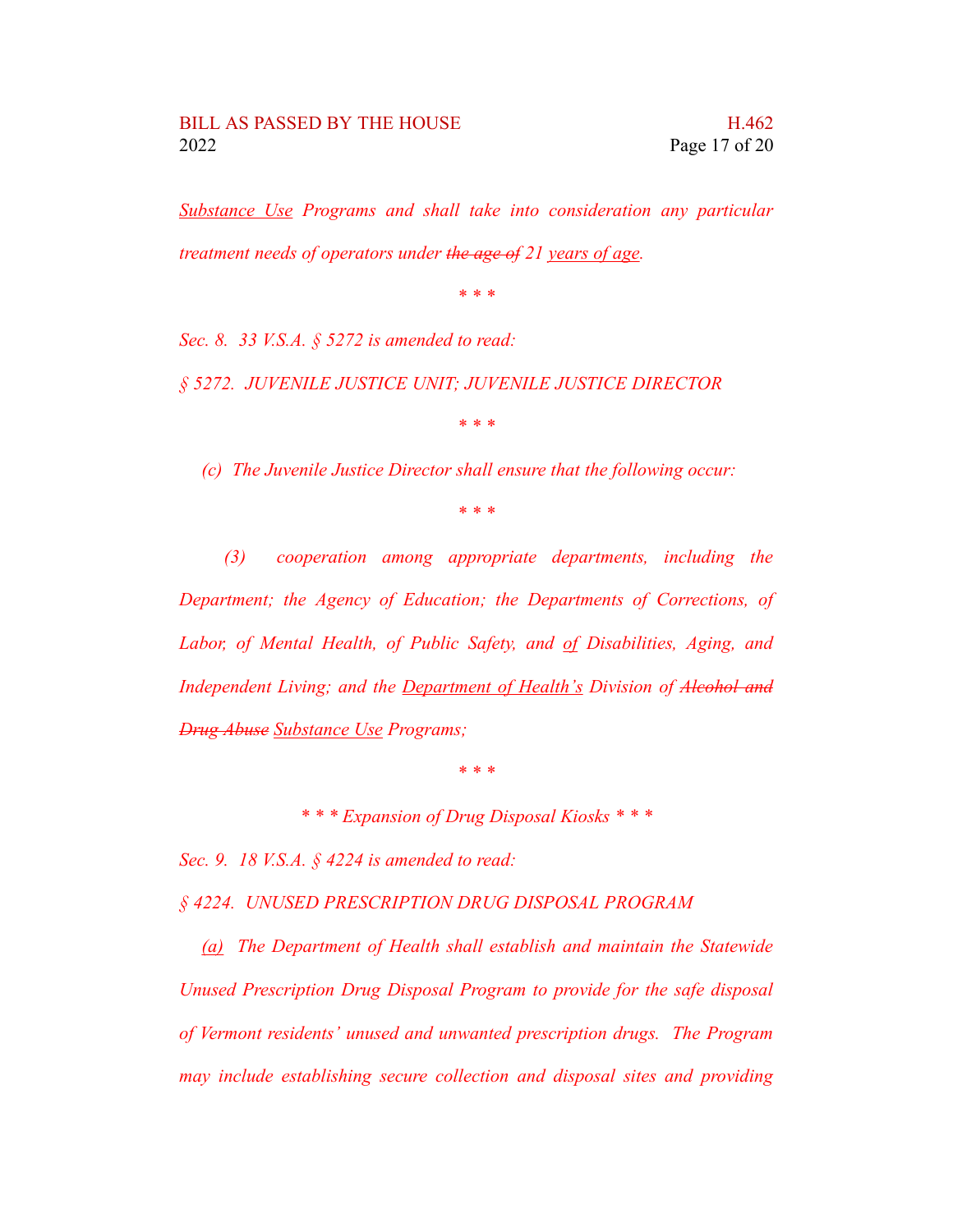*<u>Substance Use</u> Programs and shall take into consideration any particular treatment needs of operators under ~~the age of~~ 21 <u>years of age</u>.*

*\* \* \**

*Sec. 8. 33 V.S.A. § 5272 is amended to read:*

*§ 5272. JUVENILE JUSTICE UNIT; JUVENILE JUSTICE DIRECTOR*

*\* \* \**

*(c) The Juvenile Justice Director shall ensure that the following occur:*

*\* \* \**

*(3) cooperation among appropriate departments, including the Department; the Agency of Education; the Departments of Corrections, of Labor, of Mental Health, of Public Safety, and <u>of</u> Disabilities, Aging, and Independent Living; and the <u>Department of Health's</u> Division of ~~Alcohol and Drug Abuse~~ <u>Substance Use</u> Programs;*

*\* \* \**

*\* \* \* Expansion of Drug Disposal Kiosks \* \* \**

*Sec. 9. 18 V.S.A. § 4224 is amended to read:*

*§ 4224. UNUSED PRESCRIPTION DRUG DISPOSAL PROGRAM*

*<u>(a)</u> The Department of Health shall establish and maintain the Statewide Unused Prescription Drug Disposal Program to provide for the safe disposal of Vermont residents' unused and unwanted prescription drugs. The Program may include establishing secure collection and disposal sites and providing*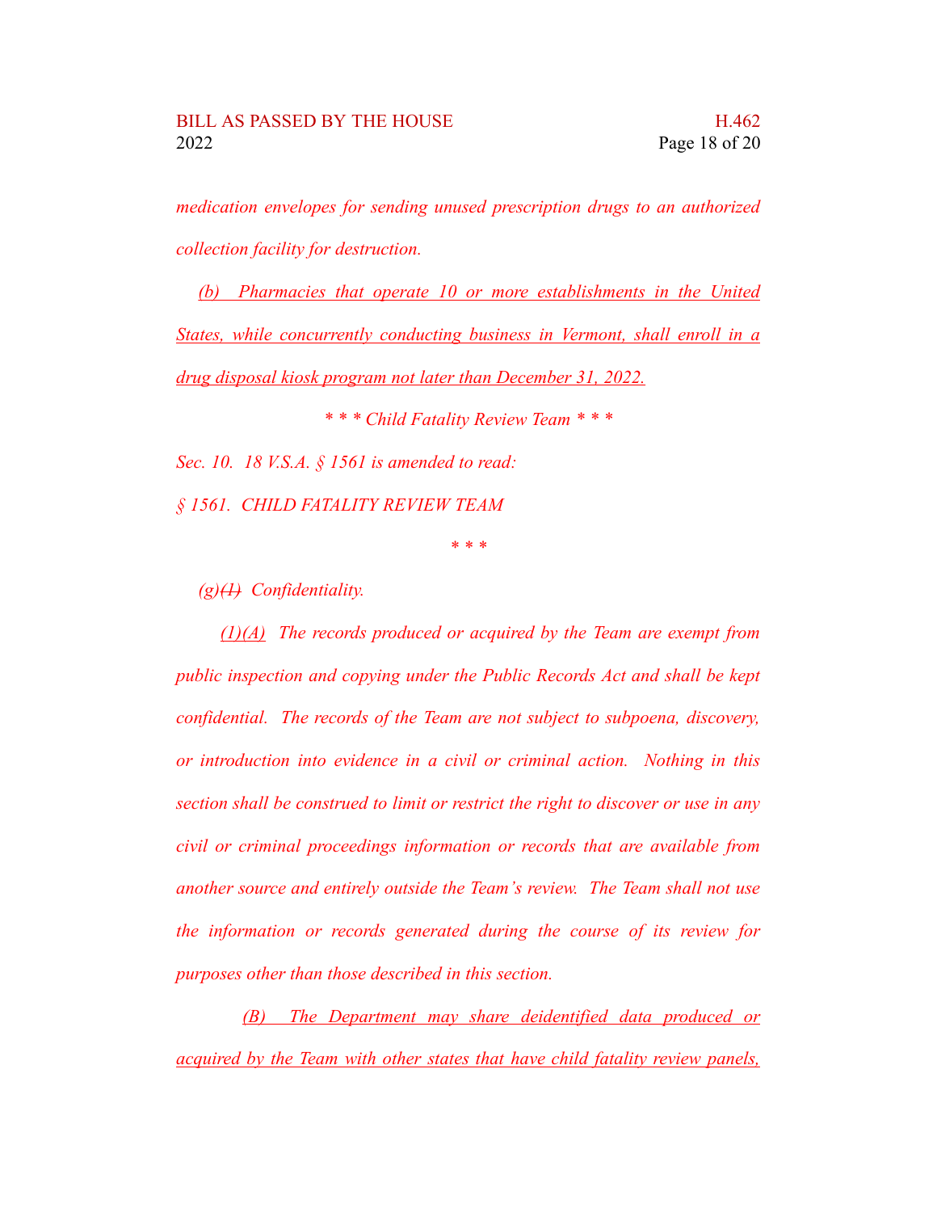*medication envelopes for sending unused prescription drugs to an authorized collection facility for destruction.*

*(b) Pharmacies that operate 10 or more establishments in the United States, while concurrently conducting business in Vermont, shall enroll in a drug disposal kiosk program not later than December 31, 2022.*

*\* \* \* Child Fatality Review Team \* \* \**

*Sec. 10. 18 V.S.A. § 1561 is amended to read:*

*§ 1561. CHILD FATALITY REVIEW TEAM*

*\* \* \**

*(g)~~(1)~~ Confidentiality.*

*(1)(A) The records produced or acquired by the Team are exempt from public inspection and copying under the Public Records Act and shall be kept confidential. The records of the Team are not subject to subpoena, discovery, or introduction into evidence in a civil or criminal action. Nothing in this section shall be construed to limit or restrict the right to discover or use in any civil or criminal proceedings information or records that are available from another source and entirely outside the Team's review. The Team shall not use the information or records generated during the course of its review for purposes other than those described in this section.*

*(B) The Department may share deidentified data produced or acquired by the Team with other states that have child fatality review panels,*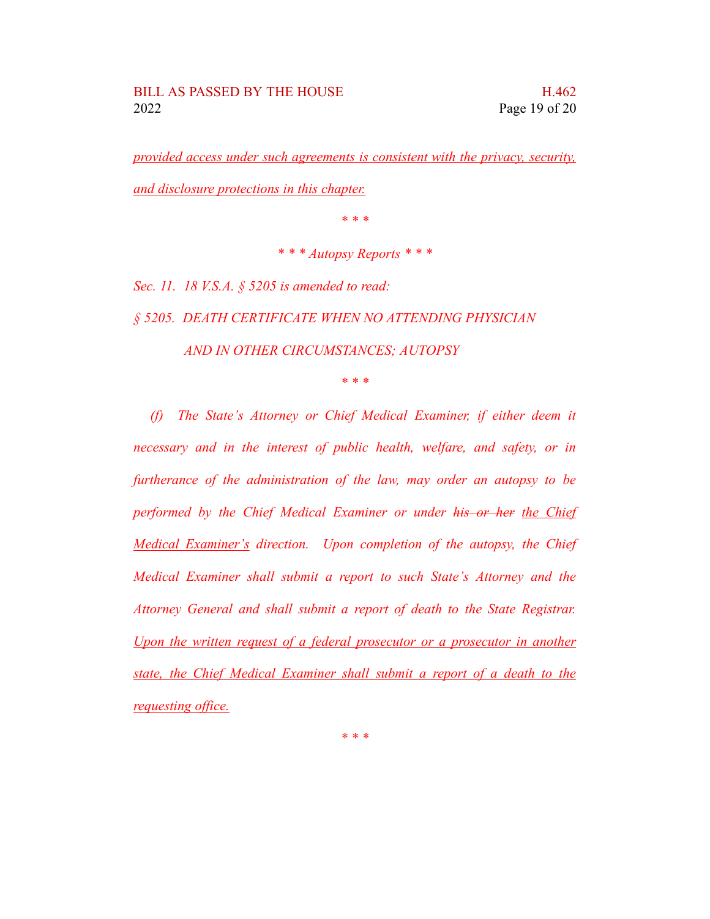<u>provided access under such agreements is consistent with the privacy, security, and disclosure protections in this chapter.</u>

\* \* \*

*\* \* \* Autopsy Reports \* \* \**

*Sec. 11. 18 V.S.A. § 5205 is amended to read:*

*§ 5205. DEATH CERTIFICATE WHEN NO ATTENDING PHYSICIAN AND IN OTHER CIRCUMSTANCES; AUTOPSY*

\* \* \*

*(f) The State's Attorney or Chief Medical Examiner, if either deem it necessary and in the interest of public health, welfare, and safety, or in furtherance of the administration of the law, may order an autopsy to be performed by the Chief Medical Examiner or under ~~his or her~~ <u>the Chief Medical Examiner's</u> direction. Upon completion of the autopsy, the Chief Medical Examiner shall submit a report to such State's Attorney and the Attorney General and shall submit a report of death to the State Registrar. <u>Upon the written request of a federal prosecutor or a prosecutor in another state, the Chief Medical Examiner shall submit a report of a death to the requesting office.</u>*

\* \* \*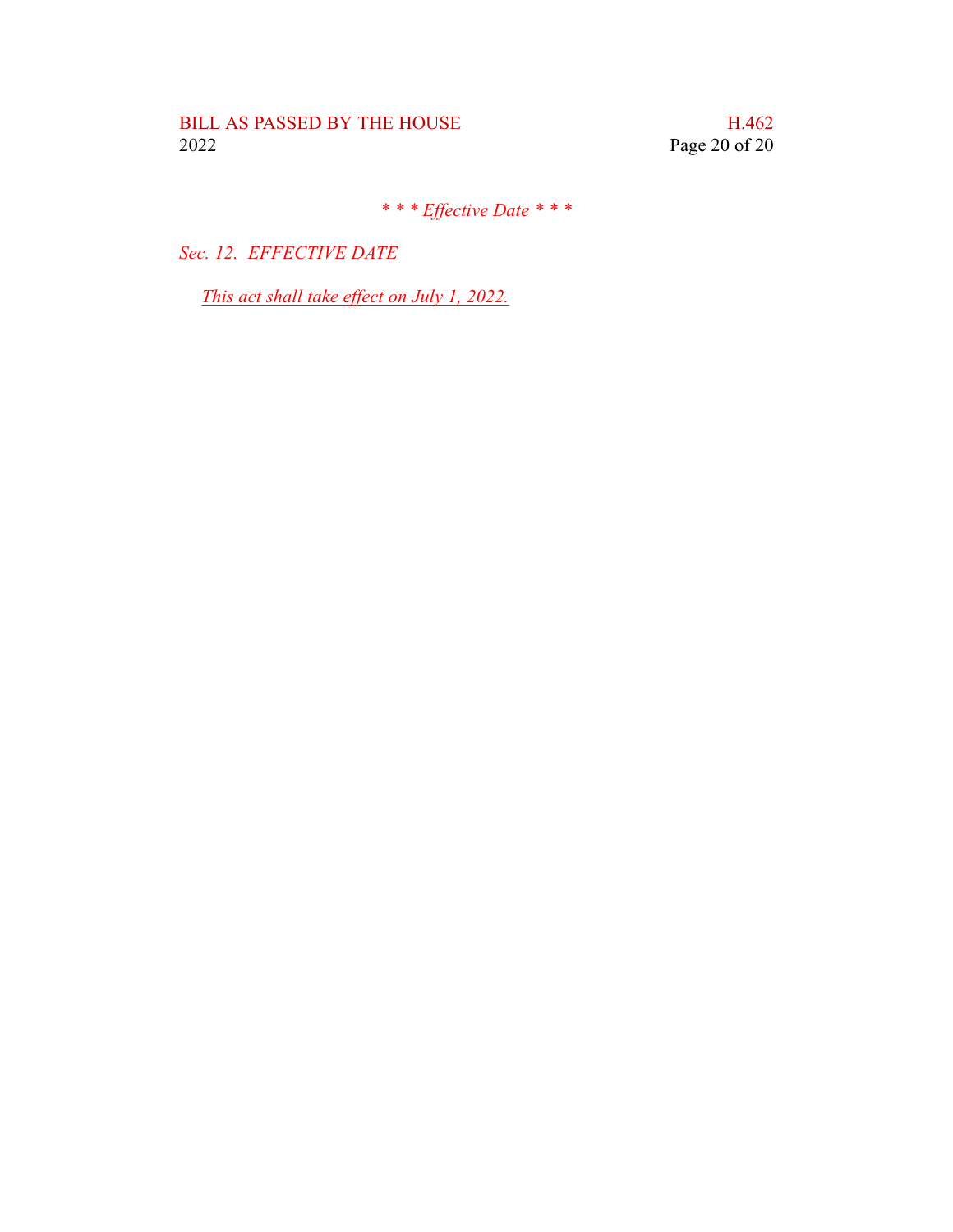*\* \* \* Effective Date \* \* \**

*Sec. 12. EFFECTIVE DATE*

<u>*This act shall take effect on July 1, 2022.*</u>